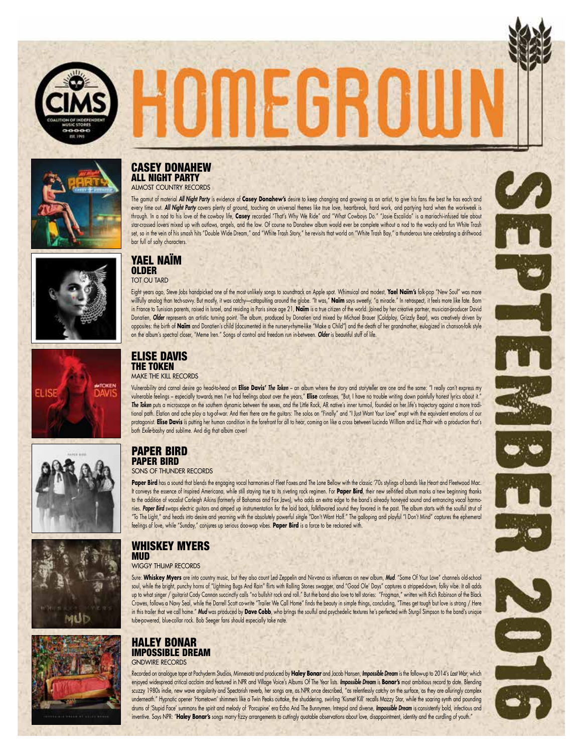# HOMEGROWN

## SEPTEMBER 2016

## CASEY DONAHEW
### ALL NIGHT PARTY
ALMOST COUNTRY RECORDS

The gamut of material *All Night Party* is evidence of **Casey Donahew's** desire to keep changing and growing as an artist, to give his fans the best he has each and every time out. *All Night Party* covers plenty of ground, touching on universal themes like true love, heartbreak, hard work, and partying hard when the workweek is through. In a nod to his love of the cowboy life, **Casey** recorded "That's Why We Ride" and "What Cowboys Do." "Josie Escalido" is a mariachi-infused tale about star-crossed lovers mixed up with outlaws, angels, and the law. Of course no Donahew album would ever be complete without a nod to the wacky and fun White Trash set, so in the vein of his smash hits "Double Wide Dream," and "White Trash Story," he revisits that world on "White Trash Bay," a thunderous tune celebrating a driftwood bar full of salty characters.

## YAEL NAÏM
### OLDER
TOT OU TARD

Eight years ago, Steve Jobs handpicked one of the most unlikely songs to soundtrack an Apple spot. Whimsical and modest, **Yael Naïm's** folk-pop "New Soul" was more willfully analog than tech-savvy. But mostly, it was catchy—catapulting around the globe. "It was," **Naïm** says sweetly, "a miracle." In retrospect, it feels more like fate. Born in France to Tunisian parents, raised in Israel, and residing in Paris since age 21, **Naïm** is a true citizen of the world. Joined by her creative partner, musician-producer David Donatien, *Older* represents an artistic turning point. The album, produced by Donatien and mixed by Michael Brauer (Coldplay, Grizzly Bear), was creatively driven by opposites: the birth of **Naïm** and Donatien's child (documented in the nursery-rhyme-like "Make a Child") and the death of her grandmother, eulogized in chanson-folk style on the album's spectral closer, "Meme Iren." Songs of control and freedom run in-between. *Older* is beautiful stuff of life.

## ELISE DAVIS
### THE TOKEN
MAKE THE KILL RECORDS

Vulnerability and carnal desire go head-to-head on **Elise Davis'** *The Token* – an album where the story and storyteller are one and the same: "I really can't express my vulnerable feelings – especially towards men I've had feelings about over the years," **Elise** confesses, "But, I have no trouble writing down painfully honest lyrics about it." *The Token* puts a microscope on the southern dynamic between the sexes, and the Little Rock, AR native's inner turmoil, founded on her life's trajectory against a more traditional path. Elation and ache play a tug-of-war. And then there are the guitars: The solos on "Finally" and "I Just Want Your Love" erupt with the equivalent emotions of our protagonist. **Elise Davis** is putting her human condition in the forefront for all to hear, coming on like a cross between Lucinda William and Liz Phair with a production that's both *Exile*-bashy and sublime. And dig that album cover!

## PAPER BIRD
### PAPER BIRD
SONS OF THUNDER RECORDS

**Paper Bird** has a sound that blends the engaging vocal harmonies of Fleet Foxes and The Lone Bellow with the classic '70s stylings of bands like Heart and Fleetwood Mac. It conveys the essence of inspired Americana, while still staying true to its riveting rock regimen. For **Paper Bird**, their new self-titled album marks a new beginning thanks to the addition of vocalist Carleigh Aikins (formerly of Bahamas and Fox Jaws), who adds an extra edge to the band's already honeyed sound and entrancing vocal harmonies. *Paper Bird* swaps electric guitars and amped up instrumentation for the laid back, folkflavored sound they favored in the past. The album starts with the soulful strut of "To The Light," and heads into desire and yearning with the absolutely powerful single "Don't Want Half." The galloping and playful "I Don't Mind" captures the ephemeral feelings of love, while "Sunday," conjures up serious doo-wop vibes. **Paper Bird** is a force to be reckoned with.

## WHISKEY MYERS
### MUD
WIGGY THUMP RECORDS

Sure: **Whiskey Myers** are into country music, but they also count Led Zeppelin and Nirvana as influences on new album, *Mud*. "Some Of Your Love" channels old-school soul, while the bright, punchy horns of "Lightning Bugs And Rain" flirts with Rolling Stones swagger, and "Good Ole' Days" captures a stripped-down, folky vibe. It all adds up to what singer / guitarist Cody Cannon succinctly calls "no bullshit rock and roll." But the band also love to tell stories: "Frogman," written with Rich Robinson of the Black Crowes, follows a Navy Seal, while the Darrell Scott co-write "Trailer We Call Home" finds the beauty in simple things, concluding, "Times get tough but love is strong / Here in this trailer that we call home." *Mud* was produced by **Dave Cobb**, who brings the soulful and psychedelic textures he's perfected with Sturgil Simpson to the band's unique tube-powered, blue-collar rock. Bob Seeger fans should especially take note.

## HALEY BONAR
### IMPOSSIBLE DREAM
GNDWIRE RECORDS

Recorded on analogue tape at Pachyderm Studios, Minnesota and produced by **Haley Bonar** and Jacob Hansen, *Impossible Dream* is the follow-up to 2014's *Last War*, which enjoyed widespread critical acclaim and featured in NPR and Village Voice's Albums Of The Year lists. *Impossible Dream* is **Bonar's** most ambitious record to date. Blending scuzzy 1980s indie, new wave angularity and Spectorish reverb, her songs are, as NPR once described, "as relentlessly catchy on the surface, as they are alluringly complex underneath." Hypnotic opener 'Hometown' shimmers like a Twin Peaks outtake, the shuddering, swirling 'Kismet Kill' recalls Mazzy Star, while the soaring synth and pounding drums of 'Stupid Face' summons the spirit and melody of 'Porcupine' era Echo And The Bunnymen. Intrepid and diverse, *Impossible Dream* is consistently bold, infectious and inventive. Says NPR: "**Haley Bonar's** songs marry fizzy arrangements to cuttingly quotable observations about love, disappointment, identity and the curdling of youth."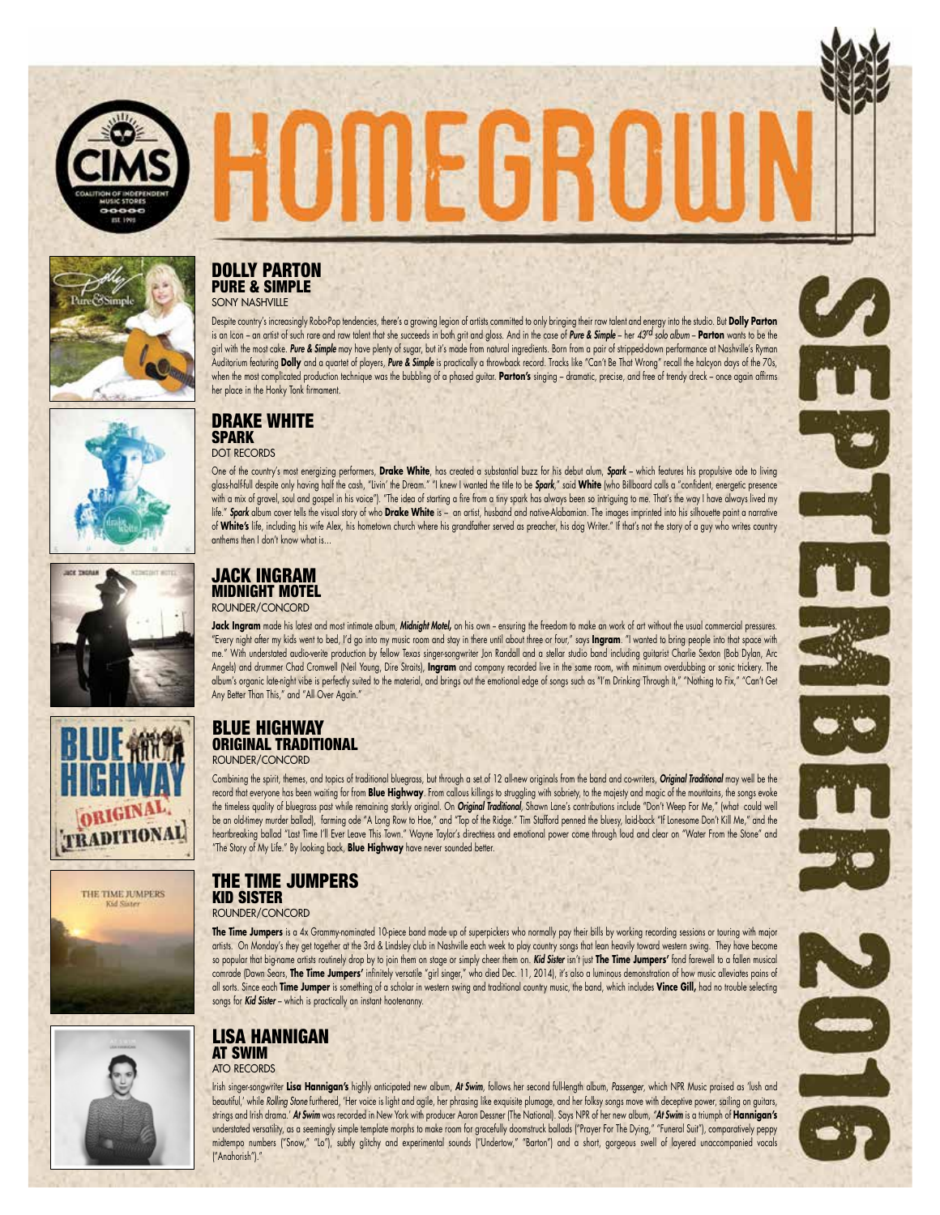# HOMEGROWN

SEPTEMBER 2016

## DOLLY PARTON
### PURE & SIMPLE
SONY NASHVILLE

Despite country's increasingly Robo-Pop tendencies, there's a growing legion of artists committed to only bringing their raw talent and energy into the studio. But **Dolly Parton** is an Icon – an artist of such rare and raw talent that she succeeds in both grit and gloss. And in the case of ***Pure & Simple*** – her *43rd solo album* – **Parton** wants to be the girl with the most cake. ***Pure & Simple*** may have plenty of sugar, but it's made from natural ingredients. Born from a pair of stripped-down performance at Nashville's Ryman Auditorium featuring **Dolly** and a quartet of players, ***Pure & Simple*** is practically a throwback record. Tracks like "Can't Be That Wrong" recall the halcyon days of the 70s, when the most complicated production technique was the bubbling of a phased guitar. **Parton's** singing – dramatic, precise, and free of trendy dreck – once again affirms her place in the Honky Tonk firmament.

## DRAKE WHITE
### SPARK
DOT RECORDS

One of the country's most energizing performers, **Drake White**, has created a substantial buzz for his debut alum, ***Spark*** – which features his propulsive ode to living glass-half-full despite only having half the cash, "Livin' the Dream." "I knew I wanted the title to be ***Spark***," said **White** (who Billboard calls a "confident, energetic presence with a mix of gravel, soul and gospel in his voice"). "The idea of starting a fire from a tiny spark has always been so intriguing to me. That's the way I have always lived my life." ***Spark*** album cover tells the visual story of who **Drake White** is – an artist, husband and native-Alabamian. The images imprinted into his silhouette paint a narrative of **White's** life, including his wife Alex, his hometown church where his grandfather served as preacher, his dog Writer." If that's not the story of a guy who writes country anthems then I don't know what is…

## JACK INGRAM
### MIDNIGHT MOTEL
ROUNDER/CONCORD

**Jack Ingram** made his latest and most intimate album, ***Midnight Motel,*** on his own – ensuring the freedom to make an work of art without the usual commercial pressures. "Every night after my kids went to bed, I'd go into my music room and stay in there until about three or four," says **Ingram**. "I wanted to bring people into that space with me." With understated audio-verite production by fellow Texas singer-songwriter Jon Randall and a stellar studio band including guitarist Charlie Sexton (Bob Dylan, Arc Angels) and drummer Chad Cromwell (Neil Young, Dire Straits), **Ingram** and company recorded live in the same room, with minimum overdubbing or sonic trickery. The album's organic late-night vibe is perfectly suited to the material, and brings out the emotional edge of songs such as "I'm Drinking Through It," "Nothing to Fix," "Can't Get Any Better Than This," and "All Over Again."

## BLUE HIGHWAY
### ORIGINAL TRADITIONAL
ROUNDER/CONCORD

Combining the spirit, themes, and topics of traditional bluegrass, but through a set of 12 all-new originals from the band and co-writers, ***Original Traditional*** may well be the record that everyone has been waiting for from **Blue Highway**. From callous killings to struggling with sobriety, to the majesty and magic of the mountains, the songs evoke the timeless quality of bluegrass past while remaining starkly original. On ***Original Traditional***, Shawn Lane's contributions include "Don't Weep For Me," (what could well be an old-timey murder ballad), farming ode "A Long Row to Hoe," and "Top of the Ridge." Tim Stafford penned the bluesy, laid-back "If Lonesome Don't Kill Me," and the heartbreaking ballad "Last Time I'll Ever Leave This Town." Wayne Taylor's directness and emotional power come through loud and clear on "Water From the Stone" and "The Story of My Life." By looking back, **Blue Highway** have never sounded better.

## THE TIME JUMPERS
### KID SISTER
ROUNDER/CONCORD

**The Time Jumpers** is a 4x Grammy-nominated 10-piece band made up of superpickers who normally pay their bills by working recording sessions or touring with major artists. On Monday's they get together at the 3rd & Lindsley club in Nashville each week to play country songs that lean heavily toward western swing. They have become so popular that big-name artists routinely drop by to join them on stage or simply cheer them on. ***Kid Sister*** isn't just **The Time Jumpers'** fond farewell to a fallen musical comrade (Dawn Sears, **The Time Jumpers'** infinitely versatile "girl singer," who died Dec. 11, 2014), it's also a luminous demonstration of how music alleviates pains of all sorts. Since each **Time Jumper** is something of a scholar in western swing and traditional country music, the band, which includes **Vince Gill,** had no trouble selecting songs for ***Kid Sister*** – which is practically an instant hootenanny.

## LISA HANNIGAN
### AT SWIM
ATO RECORDS

Irish singer-songwriter **Lisa Hannigan's** highly anticipated new album, ***At Swim***, follows her second full-length album, *Passenger*, which NPR Music praised as 'lush and beautiful,' while *Rolling Stone* furthered, 'Her voice is light and agile, her phrasing like exquisite plumage, and her folksy songs move with deceptive power, sailing on guitars, strings and Irish drama.' ***At Swim*** was recorded in New York with producer Aaron Dessner (The National). Says NPR of her new album, "***At Swim*** is a triumph of **Hannigan's** understated versatility, as a seemingly simple template morphs to make room for gracefully doomstruck ballads ("Prayer For The Dying," "Funeral Suit"), comparatively peppy midtempo numbers ("Snow," "Lo"), subtly glitchy and experimental sounds ("Undertow," "Barton") and a short, gorgeous swell of layered unaccompanied vocals ("Anahorish")."